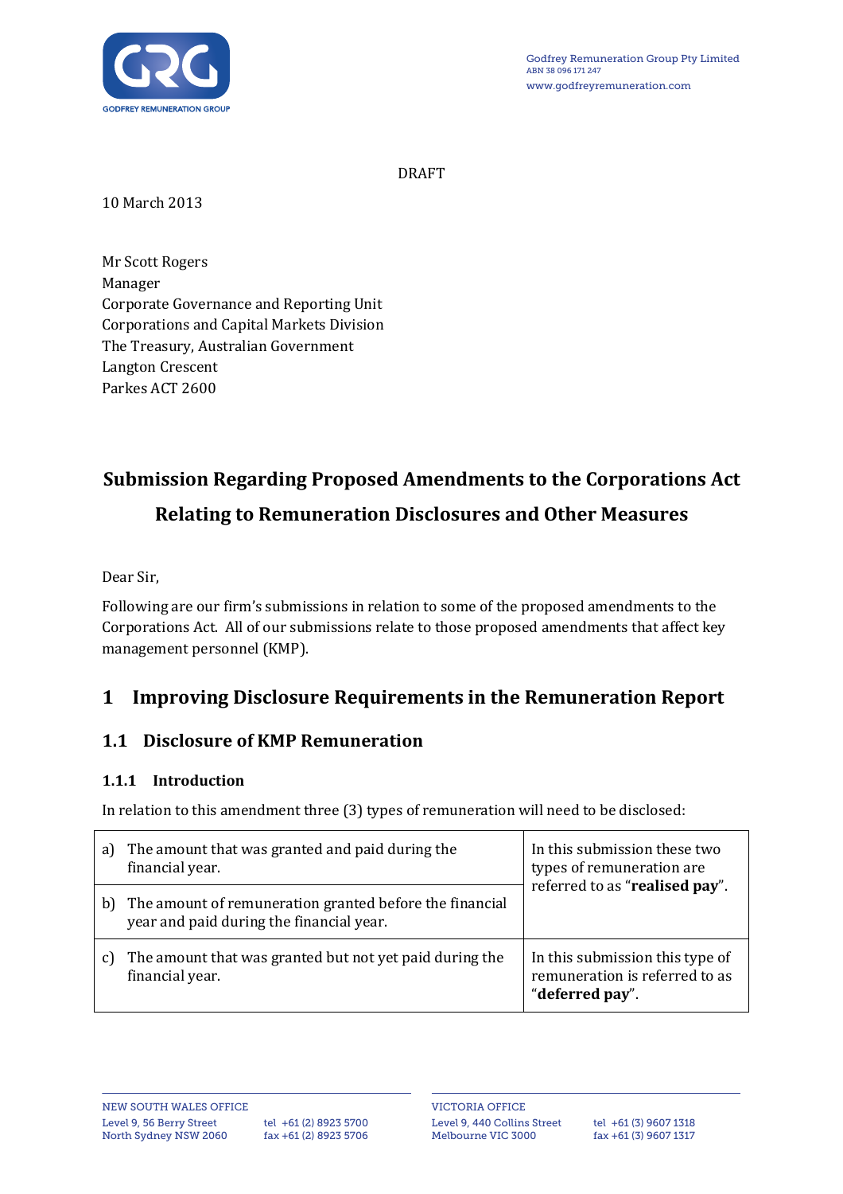Godfrey Remuneration Group Pty Limited
ABN 38 096 171 247
www.godfreyremuneration.com

DRAFT

10 March 2013

Mr Scott Rogers
Manager
Corporate Governance and Reporting Unit
Corporations and Capital Markets Division
The Treasury, Australian Government
Langton Crescent
Parkes ACT 2600

# Submission Regarding Proposed Amendments to the Corporations Act Relating to Remuneration Disclosures and Other Measures

Dear Sir,

Following are our firm's submissions in relation to some of the proposed amendments to the Corporations Act. All of our submissions relate to those proposed amendments that affect key management personnel (KMP).

## 1 Improving Disclosure Requirements in the Remuneration Report

### 1.1 Disclosure of KMP Remuneration

#### 1.1.1 Introduction

In relation to this amendment three (3) types of remuneration will need to be disclosed:

| Type of remuneration | Term used in this submission |
|---|---|
| a) The amount that was granted and paid during the financial year. | In this submission these two types of remuneration are referred to as "**realised pay**". |
| b) The amount of remuneration granted before the financial year and paid during the financial year. | |
| c) The amount that was granted but not yet paid during the financial year. | In this submission this type of remuneration is referred to as "**deferred pay**". |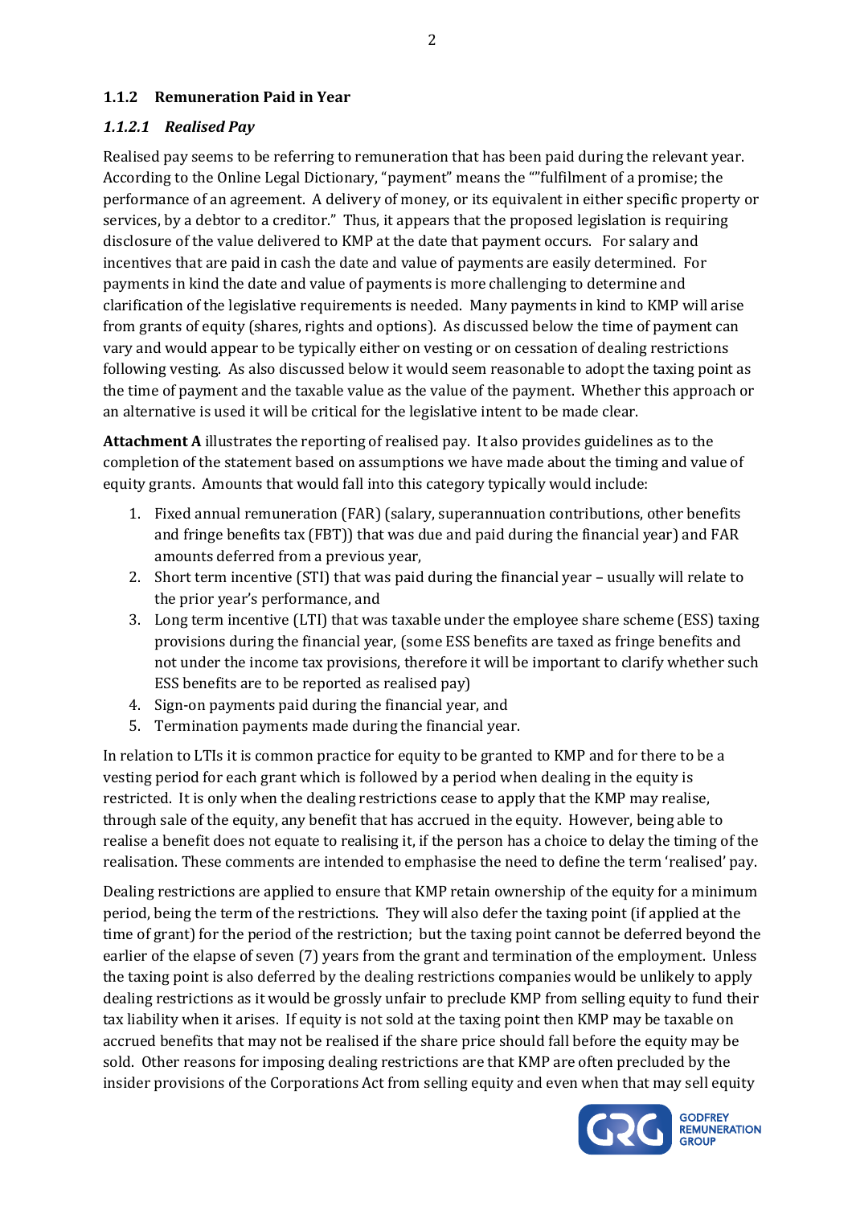### 1.1.2 Remuneration Paid in Year

#### *1.1.2.1 Realised Pay*

Realised pay seems to be referring to remuneration that has been paid during the relevant year. According to the Online Legal Dictionary, "payment" means the ""fulfilment of a promise; the performance of an agreement. A delivery of money, or its equivalent in either specific property or services, by a debtor to a creditor." Thus, it appears that the proposed legislation is requiring disclosure of the value delivered to KMP at the date that payment occurs. For salary and incentives that are paid in cash the date and value of payments are easily determined. For payments in kind the date and value of payments is more challenging to determine and clarification of the legislative requirements is needed. Many payments in kind to KMP will arise from grants of equity (shares, rights and options). As discussed below the time of payment can vary and would appear to be typically either on vesting or on cessation of dealing restrictions following vesting. As also discussed below it would seem reasonable to adopt the taxing point as the time of payment and the taxable value as the value of the payment. Whether this approach or an alternative is used it will be critical for the legislative intent to be made clear.

**Attachment A** illustrates the reporting of realised pay. It also provides guidelines as to the completion of the statement based on assumptions we have made about the timing and value of equity grants. Amounts that would fall into this category typically would include:

1. Fixed annual remuneration (FAR) (salary, superannuation contributions, other benefits and fringe benefits tax (FBT)) that was due and paid during the financial year) and FAR amounts deferred from a previous year,
2. Short term incentive (STI) that was paid during the financial year – usually will relate to the prior year's performance, and
3. Long term incentive (LTI) that was taxable under the employee share scheme (ESS) taxing provisions during the financial year, (some ESS benefits are taxed as fringe benefits and not under the income tax provisions, therefore it will be important to clarify whether such ESS benefits are to be reported as realised pay)
4. Sign-on payments paid during the financial year, and
5. Termination payments made during the financial year.

In relation to LTIs it is common practice for equity to be granted to KMP and for there to be a vesting period for each grant which is followed by a period when dealing in the equity is restricted. It is only when the dealing restrictions cease to apply that the KMP may realise, through sale of the equity, any benefit that has accrued in the equity. However, being able to realise a benefit does not equate to realising it, if the person has a choice to delay the timing of the realisation. These comments are intended to emphasise the need to define the term 'realised' pay.

Dealing restrictions are applied to ensure that KMP retain ownership of the equity for a minimum period, being the term of the restrictions. They will also defer the taxing point (if applied at the time of grant) for the period of the restriction; but the taxing point cannot be deferred beyond the earlier of the elapse of seven (7) years from the grant and termination of the employment. Unless the taxing point is also deferred by the dealing restrictions companies would be unlikely to apply dealing restrictions as it would be grossly unfair to preclude KMP from selling equity to fund their tax liability when it arises. If equity is not sold at the taxing point then KMP may be taxable on accrued benefits that may not be realised if the share price should fall before the equity may be sold. Other reasons for imposing dealing restrictions are that KMP are often precluded by the insider provisions of the Corporations Act from selling equity and even when that may sell equity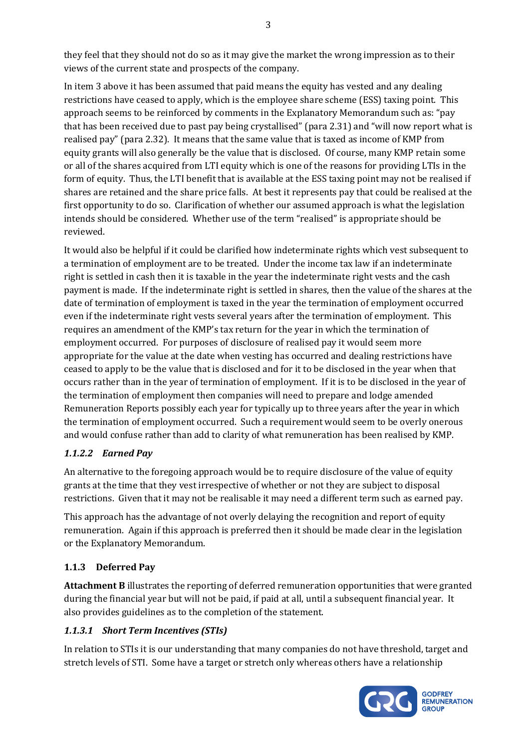they feel that they should not do so as it may give the market the wrong impression as to their views of the current state and prospects of the company.

In item 3 above it has been assumed that paid means the equity has vested and any dealing restrictions have ceased to apply, which is the employee share scheme (ESS) taxing point. This approach seems to be reinforced by comments in the Explanatory Memorandum such as: "pay that has been received due to past pay being crystallised" (para 2.31) and "will now report what is realised pay" (para 2.32). It means that the same value that is taxed as income of KMP from equity grants will also generally be the value that is disclosed. Of course, many KMP retain some or all of the shares acquired from LTI equity which is one of the reasons for providing LTIs in the form of equity. Thus, the LTI benefit that is available at the ESS taxing point may not be realised if shares are retained and the share price falls. At best it represents pay that could be realised at the first opportunity to do so. Clarification of whether our assumed approach is what the legislation intends should be considered. Whether use of the term "realised" is appropriate should be reviewed.

It would also be helpful if it could be clarified how indeterminate rights which vest subsequent to a termination of employment are to be treated. Under the income tax law if an indeterminate right is settled in cash then it is taxable in the year the indeterminate right vests and the cash payment is made. If the indeterminate right is settled in shares, then the value of the shares at the date of termination of employment is taxed in the year the termination of employment occurred even if the indeterminate right vests several years after the termination of employment. This requires an amendment of the KMP's tax return for the year in which the termination of employment occurred. For purposes of disclosure of realised pay it would seem more appropriate for the value at the date when vesting has occurred and dealing restrictions have ceased to apply to be the value that is disclosed and for it to be disclosed in the year when that occurs rather than in the year of termination of employment. If it is to be disclosed in the year of the termination of employment then companies will need to prepare and lodge amended Remuneration Reports possibly each year for typically up to three years after the year in which the termination of employment occurred. Such a requirement would seem to be overly onerous and would confuse rather than add to clarity of what remuneration has been realised by KMP.

#### *1.1.2.2 Earned Pay*

An alternative to the foregoing approach would be to require disclosure of the value of equity grants at the time that they vest irrespective of whether or not they are subject to disposal restrictions. Given that it may not be realisable it may need a different term such as earned pay.

This approach has the advantage of not overly delaying the recognition and report of equity remuneration. Again if this approach is preferred then it should be made clear in the legislation or the Explanatory Memorandum.

### 1.1.3 Deferred Pay

**Attachment B** illustrates the reporting of deferred remuneration opportunities that were granted during the financial year but will not be paid, if paid at all, until a subsequent financial year. It also provides guidelines as to the completion of the statement.

#### *1.1.3.1 Short Term Incentives (STIs)*

In relation to STIs it is our understanding that many companies do not have threshold, target and stretch levels of STI. Some have a target or stretch only whereas others have a relationship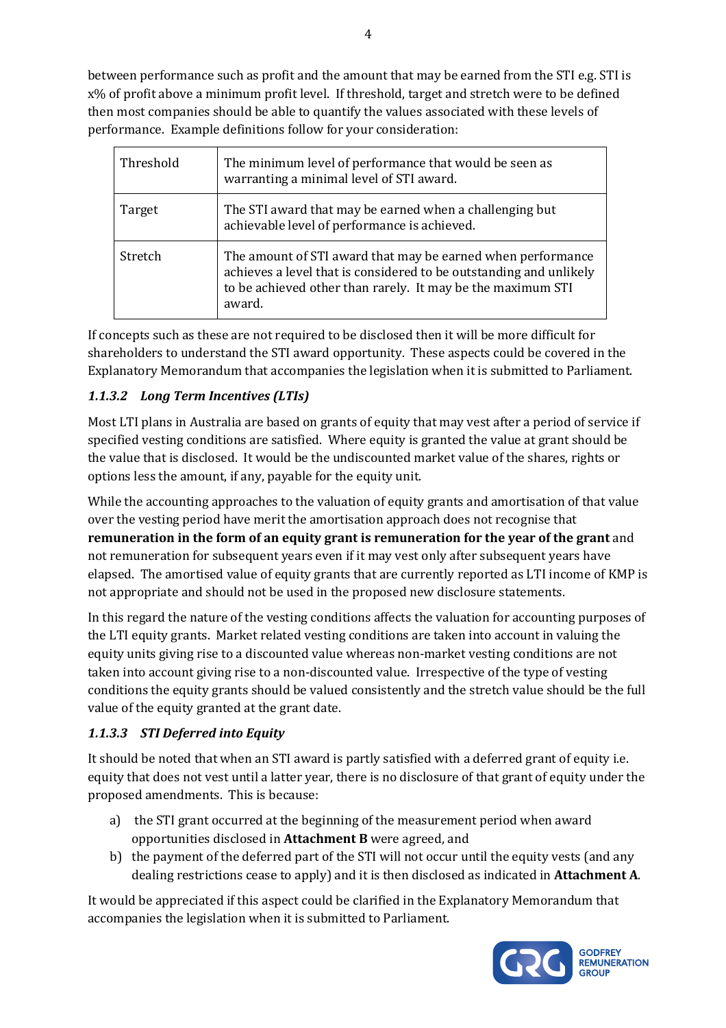between performance such as profit and the amount that may be earned from the STI e.g. STI is x% of profit above a minimum profit level. If threshold, target and stretch were to be defined then most companies should be able to quantify the values associated with these levels of performance. Example definitions follow for your consideration:

| Threshold | The minimum level of performance that would be seen as warranting a minimal level of STI award. |
|---|---|
| Target | The STI award that may be earned when a challenging but achievable level of performance is achieved. |
| Stretch | The amount of STI award that may be earned when performance achieves a level that is considered to be outstanding and unlikely to be achieved other than rarely. It may be the maximum STI award. |

If concepts such as these are not required to be disclosed then it will be more difficult for shareholders to understand the STI award opportunity. These aspects could be covered in the Explanatory Memorandum that accompanies the legislation when it is submitted to Parliament.

#### *1.1.3.2 Long Term Incentives (LTIs)*

Most LTI plans in Australia are based on grants of equity that may vest after a period of service if specified vesting conditions are satisfied. Where equity is granted the value at grant should be the value that is disclosed. It would be the undiscounted market value of the shares, rights or options less the amount, if any, payable for the equity unit.

While the accounting approaches to the valuation of equity grants and amortisation of that value over the vesting period have merit the amortisation approach does not recognise that **remuneration in the form of an equity grant is remuneration for the year of the grant** and not remuneration for subsequent years even if it may vest only after subsequent years have elapsed. The amortised value of equity grants that are currently reported as LTI income of KMP is not appropriate and should not be used in the proposed new disclosure statements.

In this regard the nature of the vesting conditions affects the valuation for accounting purposes of the LTI equity grants. Market related vesting conditions are taken into account in valuing the equity units giving rise to a discounted value whereas non-market vesting conditions are not taken into account giving rise to a non-discounted value. Irrespective of the type of vesting conditions the equity grants should be valued consistently and the stretch value should be the full value of the equity granted at the grant date.

#### *1.1.3.3 STI Deferred into Equity*

It should be noted that when an STI award is partly satisfied with a deferred grant of equity i.e. equity that does not vest until a latter year, there is no disclosure of that grant of equity under the proposed amendments. This is because:

a) the STI grant occurred at the beginning of the measurement period when award opportunities disclosed in **Attachment B** were agreed, and
b) the payment of the deferred part of the STI will not occur until the equity vests (and any dealing restrictions cease to apply) and it is then disclosed as indicated in **Attachment A**.

It would be appreciated if this aspect could be clarified in the Explanatory Memorandum that accompanies the legislation when it is submitted to Parliament.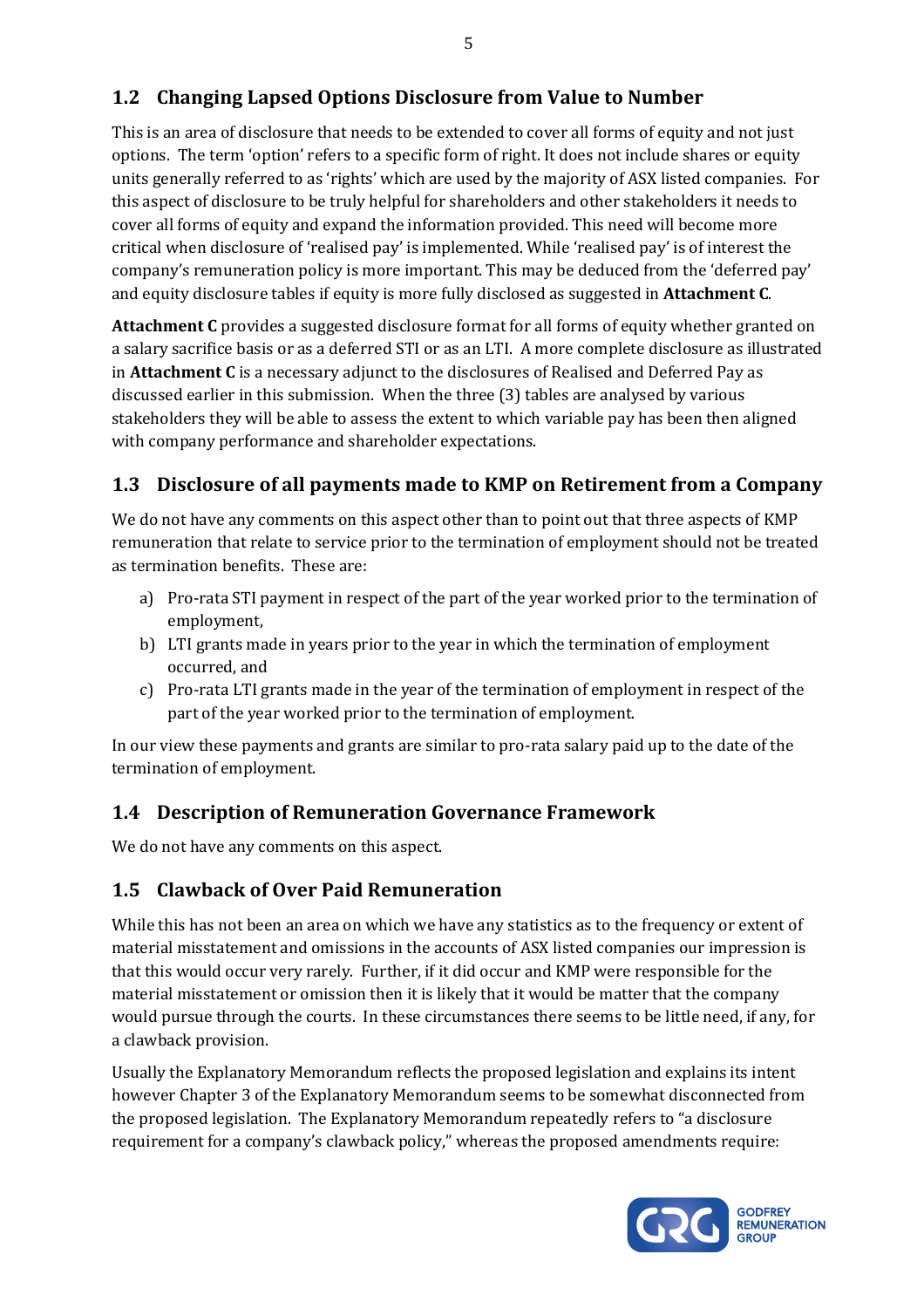## 1.2 Changing Lapsed Options Disclosure from Value to Number

This is an area of disclosure that needs to be extended to cover all forms of equity and not just options. The term 'option' refers to a specific form of right. It does not include shares or equity units generally referred to as 'rights' which are used by the majority of ASX listed companies. For this aspect of disclosure to be truly helpful for shareholders and other stakeholders it needs to cover all forms of equity and expand the information provided. This need will become more critical when disclosure of 'realised pay' is implemented. While 'realised pay' is of interest the company's remuneration policy is more important. This may be deduced from the 'deferred pay' and equity disclosure tables if equity is more fully disclosed as suggested in **Attachment C**.

**Attachment C** provides a suggested disclosure format for all forms of equity whether granted on a salary sacrifice basis or as a deferred STI or as an LTI. A more complete disclosure as illustrated in **Attachment C** is a necessary adjunct to the disclosures of Realised and Deferred Pay as discussed earlier in this submission. When the three (3) tables are analysed by various stakeholders they will be able to assess the extent to which variable pay has been then aligned with company performance and shareholder expectations.

## 1.3 Disclosure of all payments made to KMP on Retirement from a Company

We do not have any comments on this aspect other than to point out that three aspects of KMP remuneration that relate to service prior to the termination of employment should not be treated as termination benefits. These are:

a) Pro-rata STI payment in respect of the part of the year worked prior to the termination of employment,
b) LTI grants made in years prior to the year in which the termination of employment occurred, and
c) Pro-rata LTI grants made in the year of the termination of employment in respect of the part of the year worked prior to the termination of employment.

In our view these payments and grants are similar to pro-rata salary paid up to the date of the termination of employment.

## 1.4 Description of Remuneration Governance Framework

We do not have any comments on this aspect.

## 1.5 Clawback of Over Paid Remuneration

While this has not been an area on which we have any statistics as to the frequency or extent of material misstatement and omissions in the accounts of ASX listed companies our impression is that this would occur very rarely. Further, if it did occur and KMP were responsible for the material misstatement or omission then it is likely that it would be matter that the company would pursue through the courts. In these circumstances there seems to be little need, if any, for a clawback provision.

Usually the Explanatory Memorandum reflects the proposed legislation and explains its intent however Chapter 3 of the Explanatory Memorandum seems to be somewhat disconnected from the proposed legislation. The Explanatory Memorandum repeatedly refers to "a disclosure requirement for a company's clawback policy," whereas the proposed amendments require: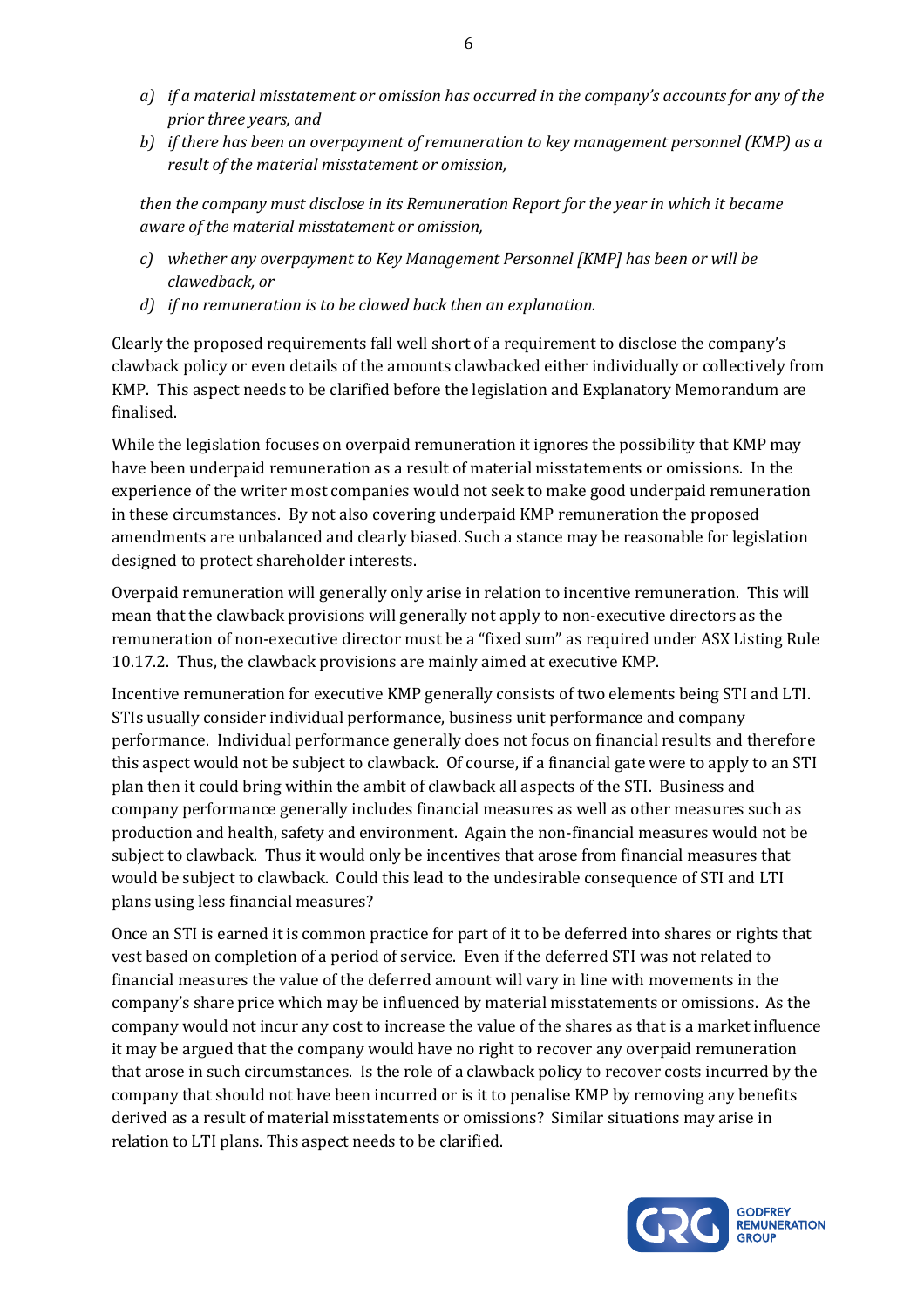- *a) if a material misstatement or omission has occurred in the company's accounts for any of the prior three years, and*
- *b) if there has been an overpayment of remuneration to key management personnel (KMP) as a result of the material misstatement or omission,*

*then the company must disclose in its Remuneration Report for the year in which it became aware of the material misstatement or omission,*

- *c) whether any overpayment to Key Management Personnel [KMP] has been or will be clawedback, or*
- *d) if no remuneration is to be clawed back then an explanation.*

Clearly the proposed requirements fall well short of a requirement to disclose the company's clawback policy or even details of the amounts clawbacked either individually or collectively from KMP. This aspect needs to be clarified before the legislation and Explanatory Memorandum are finalised.

While the legislation focuses on overpaid remuneration it ignores the possibility that KMP may have been underpaid remuneration as a result of material misstatements or omissions. In the experience of the writer most companies would not seek to make good underpaid remuneration in these circumstances. By not also covering underpaid KMP remuneration the proposed amendments are unbalanced and clearly biased. Such a stance may be reasonable for legislation designed to protect shareholder interests.

Overpaid remuneration will generally only arise in relation to incentive remuneration. This will mean that the clawback provisions will generally not apply to non-executive directors as the remuneration of non-executive director must be a "fixed sum" as required under ASX Listing Rule 10.17.2. Thus, the clawback provisions are mainly aimed at executive KMP.

Incentive remuneration for executive KMP generally consists of two elements being STI and LTI. STIs usually consider individual performance, business unit performance and company performance. Individual performance generally does not focus on financial results and therefore this aspect would not be subject to clawback. Of course, if a financial gate were to apply to an STI plan then it could bring within the ambit of clawback all aspects of the STI. Business and company performance generally includes financial measures as well as other measures such as production and health, safety and environment. Again the non-financial measures would not be subject to clawback. Thus it would only be incentives that arose from financial measures that would be subject to clawback. Could this lead to the undesirable consequence of STI and LTI plans using less financial measures?

Once an STI is earned it is common practice for part of it to be deferred into shares or rights that vest based on completion of a period of service. Even if the deferred STI was not related to financial measures the value of the deferred amount will vary in line with movements in the company's share price which may be influenced by material misstatements or omissions. As the company would not incur any cost to increase the value of the shares as that is a market influence it may be argued that the company would have no right to recover any overpaid remuneration that arose in such circumstances. Is the role of a clawback policy to recover costs incurred by the company that should not have been incurred or is it to penalise KMP by removing any benefits derived as a result of material misstatements or omissions? Similar situations may arise in relation to LTI plans. This aspect needs to be clarified.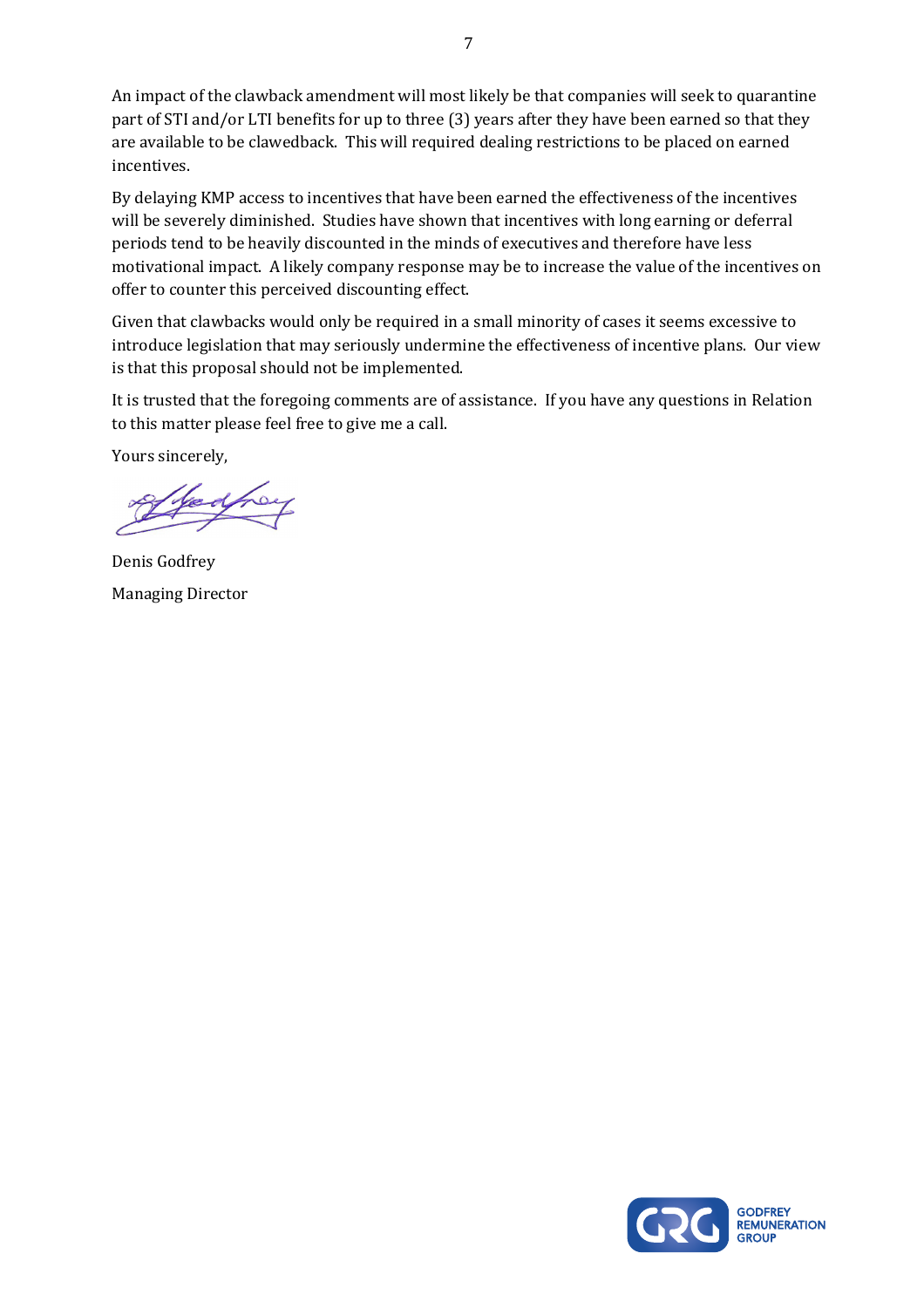An impact of the clawback amendment will most likely be that companies will seek to quarantine part of STI and/or LTI benefits for up to three (3) years after they have been earned so that they are available to be clawedback. This will required dealing restrictions to be placed on earned incentives.

By delaying KMP access to incentives that have been earned the effectiveness of the incentives will be severely diminished. Studies have shown that incentives with long earning or deferral periods tend to be heavily discounted in the minds of executives and therefore have less motivational impact. A likely company response may be to increase the value of the incentives on offer to counter this perceived discounting effect.

Given that clawbacks would only be required in a small minority of cases it seems excessive to introduce legislation that may seriously undermine the effectiveness of incentive plans. Our view is that this proposal should not be implemented.

It is trusted that the foregoing comments are of assistance. If you have any questions in Relation to this matter please feel free to give me a call.

Yours sincerely,

Denis Godfrey
Managing Director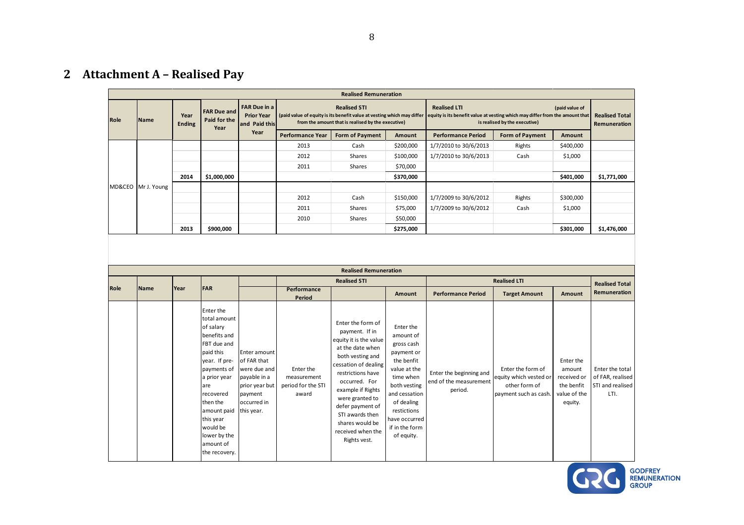## 2 Attachment A – Realised Pay

| Realised Remuneration | | | | | | | | | | | | |
|---|---|---|---|---|---|---|---|---|---|---|---|---|
| Role | Name | Year Ending | FAR Due and Paid for the Year | FAR Due in a Prior Year and Paid this Year | Realised STI (paid value of equity is its benefit value at vesting which may differ from the amount that is realised by the executive) | | | Realised LTI (paid value of equity is its benefit value at vesting which may differ from the amount that is realised by the executive) | | | Realised Total Remuneration |
| | | | | | Performance Year | Form of Payment | Amount | Performance Period | Form of Payment | Amount | |
| MD&CEO | Mr J. Young | | | | 2013 | Cash | $200,000 | 1/7/2010 to 30/6/2013 | Rights | $400,000 | |
| | | | | | 2012 | Shares | $100,000 | 1/7/2010 to 30/6/2013 | Cash | $1,000 | |
| | | | | | 2011 | Shares | $70,000 | | | | |
| | | 2014 | $1,000,000 | | | | $370,000 | | | $401,000 | $1,771,000 |
| | | | | | | | | | | | |
| | | | | | 2012 | Cash | $150,000 | 1/7/2009 to 30/6/2012 | Rights | $300,000 | |
| | | | | | 2011 | Shares | $75,000 | 1/7/2009 to 30/6/2012 | Cash | $1,000 | |
| | | | | | 2010 | Shares | $50,000 | | | | |
| | | 2013 | $900,000 | | | | $275,000 | | | $301,000 | $1,476,000 |

| Realised Remuneration | | | | | | | | | | | |
|---|---|---|---|---|---|---|---|---|---|---|---|
| Role | Name | Year | FAR | | Realised STI | | | Realised LTI | | | Realised Total Remuneration |
| | | | | | Performance Period | | Amount | Performance Period | Target Amount | Amount | |
| | | | Enter the total amount of salary benefits and FBT due and paid this year. If pre-payments of a prior year are recovered then the amount paid this year would be lower by the amount of the recovery. | Enter amount of FAR that were due and payable in a prior year but payment occurred in this year. | Enter the measurement period for the STI award | Enter the form of payment. If in equity it is the value at the date when both vesting and cessation of dealing restrictions have occurred. For example if Rights were granted to defer payment of STI awards then shares would be received when the Rights vest. | Enter the amount of gross cash payment or the benfit value at the time when both vesting and cessation of dealing restictions have occurred if in the form of equity. | Enter the beginning and end of the measurement period. | Enter the form of equity which vested or other form of payment such as cash. | Enter the amount received or the benfit value of the equity. | Enter the total of FAR, realised STI and realised LTI. |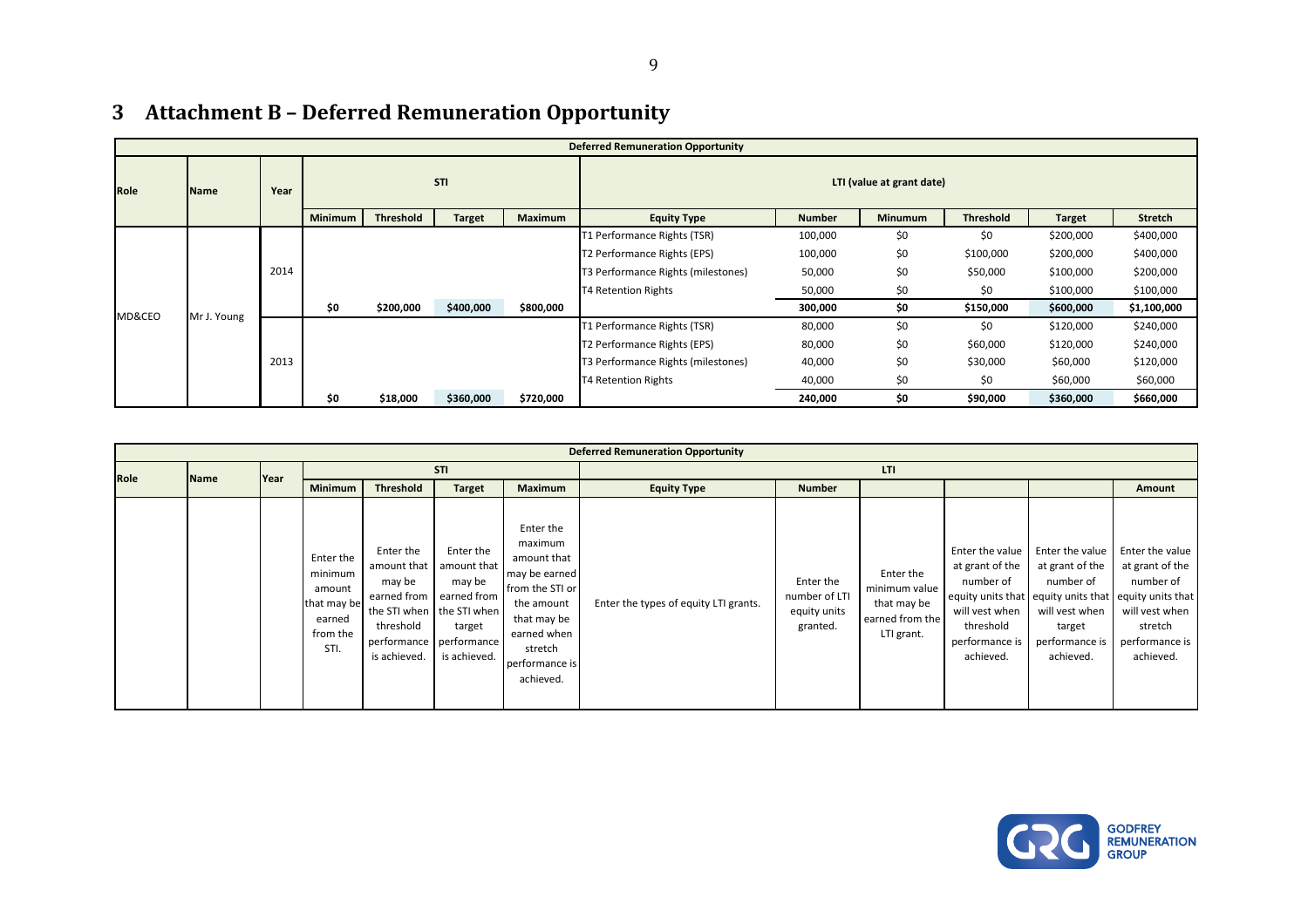# 3 Attachment B – Deferred Remuneration Opportunity

| Deferred Remuneration Opportunity | | | | | | | | | | | | | |
|---|---|---|---|---|---|---|---|---|---|---|---|---|---|
| Role | Name | Year | STI | | | | LTI (value at grant date) | | | | | | |
| | | | Minimum | Threshold | Target | Maximum | Equity Type | Number | Minumum | Threshold | Target | Stretch |
| MD&CEO | Mr J. Young | 2014 | | | | | T1 Performance Rights (TSR) | 100,000 | $0 | $0 | $200,000 | $400,000 |
| | | | | | | | T2 Performance Rights (EPS) | 100,000 | $0 | $100,000 | $200,000 | $400,000 |
| | | | | | | | T3 Performance Rights (milestones) | 50,000 | $0 | $50,000 | $100,000 | $200,000 |
| | | | | | | | T4 Retention Rights | 50,000 | $0 | $0 | $100,000 | $100,000 |
| | | | **$0** | **$200,000** | **$400,000** | **$800,000** | | **300,000** | **$0** | **$150,000** | **$600,000** | **$1,100,000** |
| | | 2013 | | | | | T1 Performance Rights (TSR) | 80,000 | $0 | $0 | $120,000 | $240,000 |
| | | | | | | | T2 Performance Rights (EPS) | 80,000 | $0 | $60,000 | $120,000 | $240,000 |
| | | | | | | | T3 Performance Rights (milestones) | 40,000 | $0 | $30,000 | $60,000 | $120,000 |
| | | | | | | | T4 Retention Rights | 40,000 | $0 | $0 | $60,000 | $60,000 |
| | | | **$0** | **$18,000** | **$360,000** | **$720,000** | | **240,000** | **$0** | **$90,000** | **$360,000** | **$660,000** |

| Deferred Remuneration Opportunity | | | | | | | | | | | | |
|---|---|---|---|---|---|---|---|---|---|---|---|---|
| Role | Name | Year | STI | | | | LTI | | | | | |
| | | | Minimum | Threshold | Target | Maximum | Equity Type | Number | | | | Amount |
| | | | Enter the minimum amount that may be earned from the STI. | Enter the amount that may be earned from the STI when threshold performance is achieved. | Enter the amount that may be earned from the STI when target performance is achieved. | Enter the maximum amount that may be earned from the STI or the amount that may be earned when stretch performance is achieved. | Enter the types of equity LTI grants. | Enter the number of LTI equity units granted. | Enter the minimum value that may be earned from the LTI grant. | Enter the value at grant of the number of equity units that will vest when threshold performance is achieved. | Enter the value at grant of the number of equity units that will vest when target performance is achieved. | Enter the value at grant of the number of equity units that will vest when stretch performance is achieved. |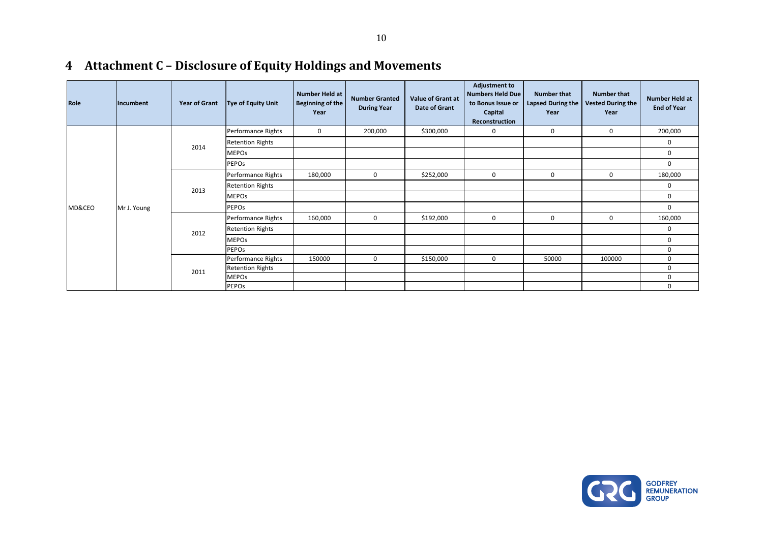## 4 Attachment C – Disclosure of Equity Holdings and Movements

| Role | Incumbent | Year of Grant | Tye of Equity Unit | Number Held at Beginning of the Year | Number Granted During Year | Value of Grant at Date of Grant | Adjustment to Numbers Held Due to Bonus Issue or Capital Reconstruction | Number that Lapsed During the Year | Number that Vested During the Year | Number Held at End of Year |
|---|---|---|---|---|---|---|---|---|---|---|
| MD&CEO | Mr J. Young | 2014 | Performance Rights | 0 | 200,000 | $300,000 | 0 | 0 | 0 | 200,000 |
| | | | Retention Rights | | | | | | | 0 |
| | | | MEPOs | | | | | | | 0 |
| | | | PEPOs | | | | | | | 0 |
| | | 2013 | Performance Rights | 180,000 | 0 | $252,000 | 0 | 0 | 0 | 180,000 |
| | | | Retention Rights | | | | | | | 0 |
| | | | MEPOs | | | | | | | 0 |
| | | | PEPOs | | | | | | | 0 |
| | | 2012 | Performance Rights | 160,000 | 0 | $192,000 | 0 | 0 | 0 | 160,000 |
| | | | Retention Rights | | | | | | | 0 |
| | | | MEPOs | | | | | | | 0 |
| | | | PEPOs | | | | | | | 0 |
| | | 2011 | Performance Rights | 150000 | 0 | $150,000 | 0 | 50000 | 100000 | 0 |
| | | | Retention Rights | | | | | | | 0 |
| | | | MEPOs | | | | | | | 0 |
| | | | PEPOs | | | | | | | 0 |

GODFREY REMUNERATION GROUP